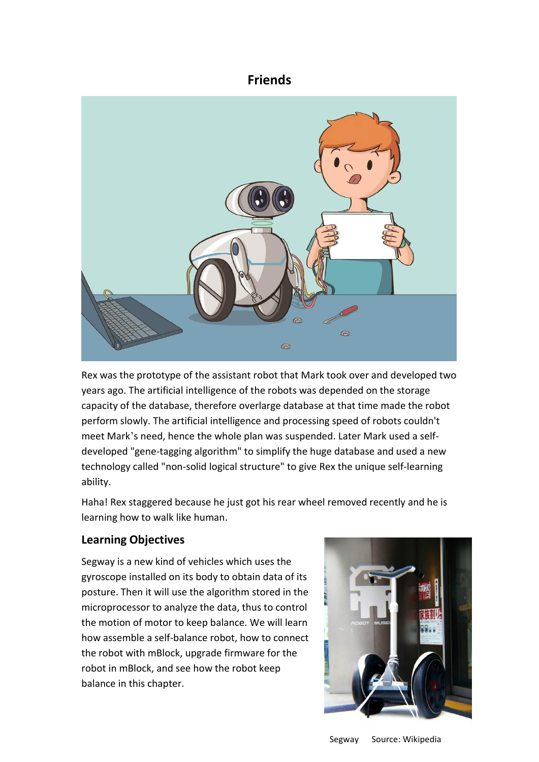# Friends

Rex was the prototype of the assistant robot that Mark took over and developed two years ago. The artificial intelligence of the robots was depended on the storage capacity of the database, therefore overlarge database at that time made the robot perform slowly. The artificial intelligence and processing speed of robots couldn't meet Mark's need, hence the whole plan was suspended. Later Mark used a self-developed "gene-tagging algorithm" to simplify the huge database and used a new technology called "non-solid logical structure" to give Rex the unique self-learning ability.

Haha! Rex staggered because he just got his rear wheel removed recently and he is learning how to walk like human.

## Learning Objectives

Segway is a new kind of vehicles which uses the gyroscope installed on its body to obtain data of its posture. Then it will use the algorithm stored in the microprocessor to analyze the data, thus to control the motion of motor to keep balance. We will learn how assemble a self-balance robot, how to connect the robot with mBlock, upgrade firmware for the robot in mBlock, and see how the robot keep balance in this chapter.

Segway Source: Wikipedia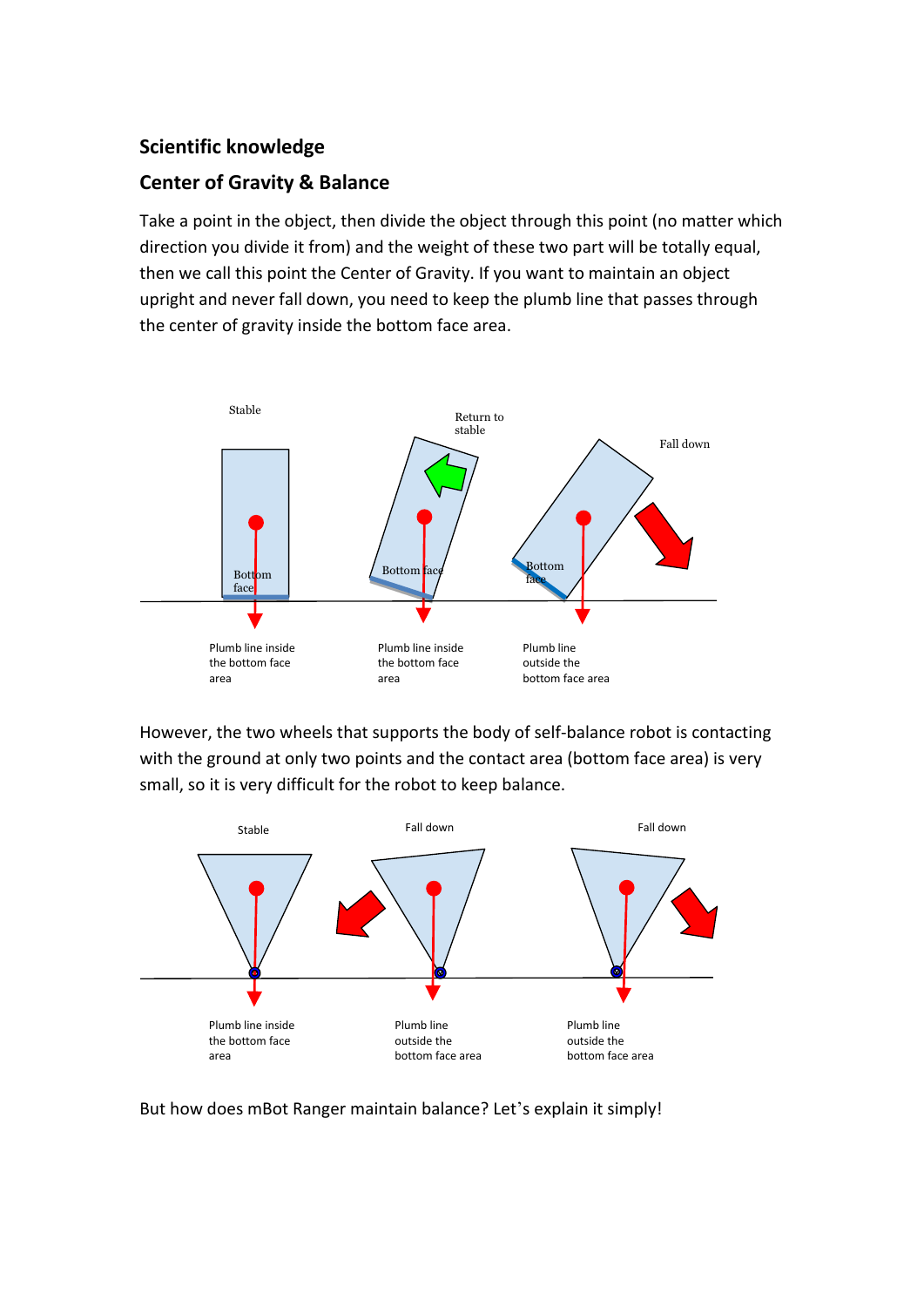## Scientific knowledge

## Center of Gravity & Balance

Take a point in the object, then divide the object through this point (no matter which direction you divide it from) and the weight of these two part will be totally equal, then we call this point the Center of Gravity. If you want to maintain an object upright and never fall down, you need to keep the plumb line that passes through the center of gravity inside the bottom face area.

Stable — Plumb line inside the bottom face area

Return to stable — Plumb line inside the bottom face area

Fall down — Plumb line outside the bottom face area

However, the two wheels that supports the body of self-balance robot is contacting with the ground at only two points and the contact area (bottom face area) is very small, so it is very difficult for the robot to keep balance.

Stable — Plumb line inside the bottom face area

Fall down — Plumb line outside the bottom face area

Fall down — Plumb line outside the bottom face area

But how does mBot Ranger maintain balance? Let's explain it simply!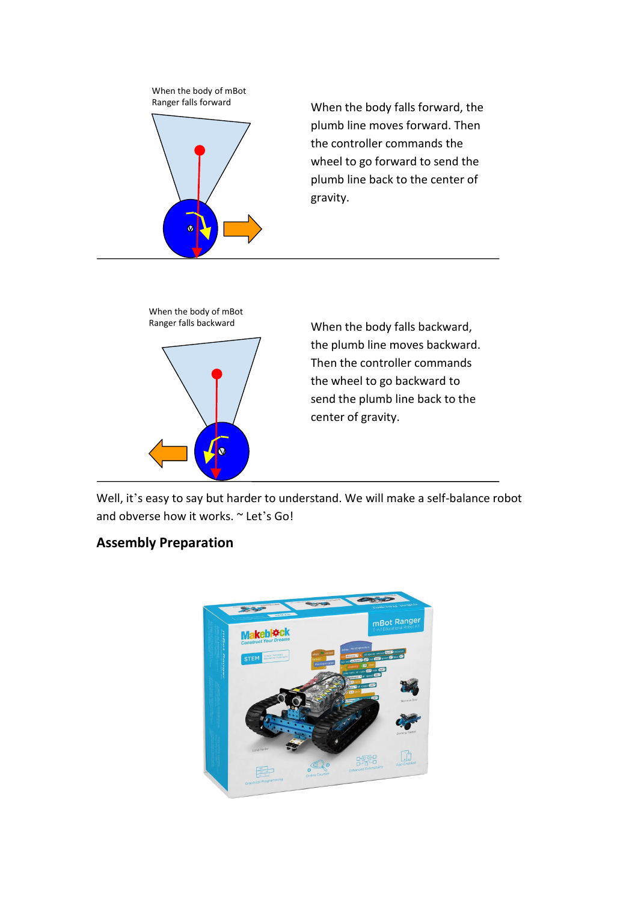When the body of mBot Ranger falls forward

When the body falls forward, the plumb line moves forward. Then the controller commands the wheel to go forward to send the plumb line back to the center of gravity.

When the body of mBot Ranger falls backward

When the body falls backward, the plumb line moves backward. Then the controller commands the wheel to go backward to send the plumb line back to the center of gravity.

Well, it's easy to say but harder to understand. We will make a self-balance robot and obverse how it works. ~ Let's Go!

## Assembly Preparation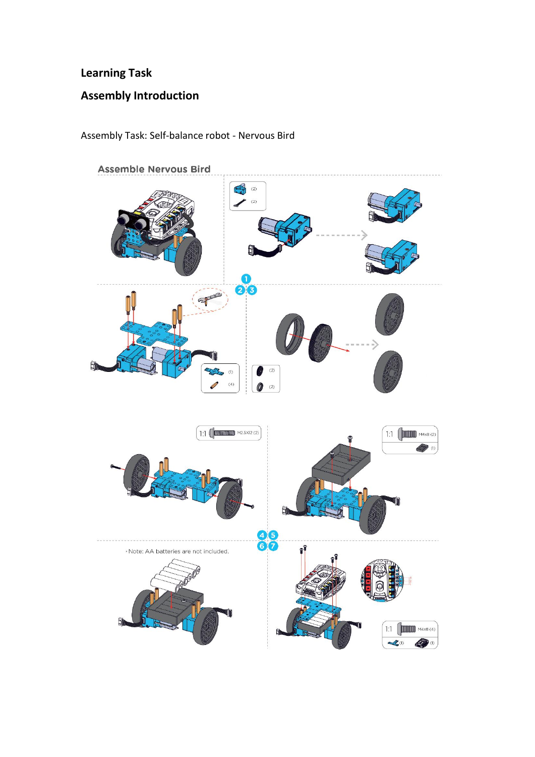**Learning Task**

**Assembly Introduction**

Assembly Task: Self-balance robot - Nervous Bird

Assemble Nervous Bird

1

2 3

1:1 M2.5X12 (2)

1:1 M4x8 (2)

4 5

6 7

• Note: AA batteries are not included.

1:1 M4x8 (4)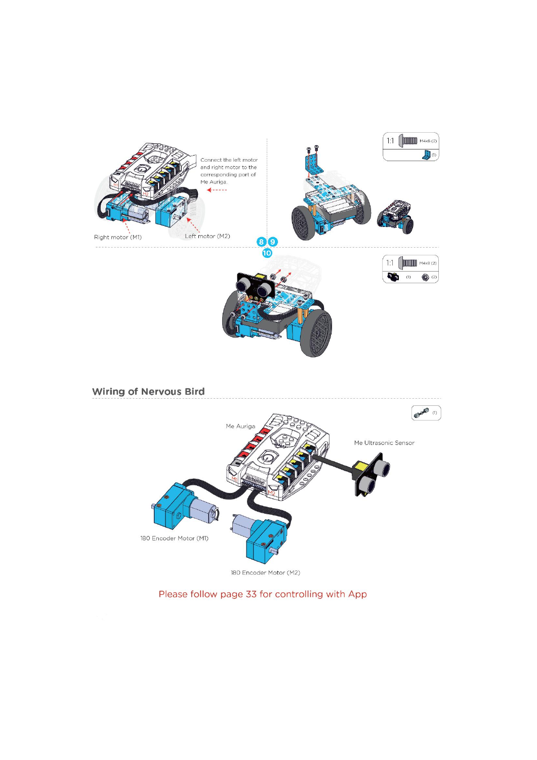Connect the left motor and right motor to the corresponding port of Me Auriga.

Right motor (M1)

Left motor (M2)

1:1 M4x8 (2)

(1)

8 9 10

1:1 M4x8 (2)

(1) (2)

## Wiring of Nervous Bird

(1)

Me Auriga

Me Ultrasonic Sensor

180 Encoder Motor (M1)

180 Encoder Motor (M2)

Please follow page 33 for controlling with App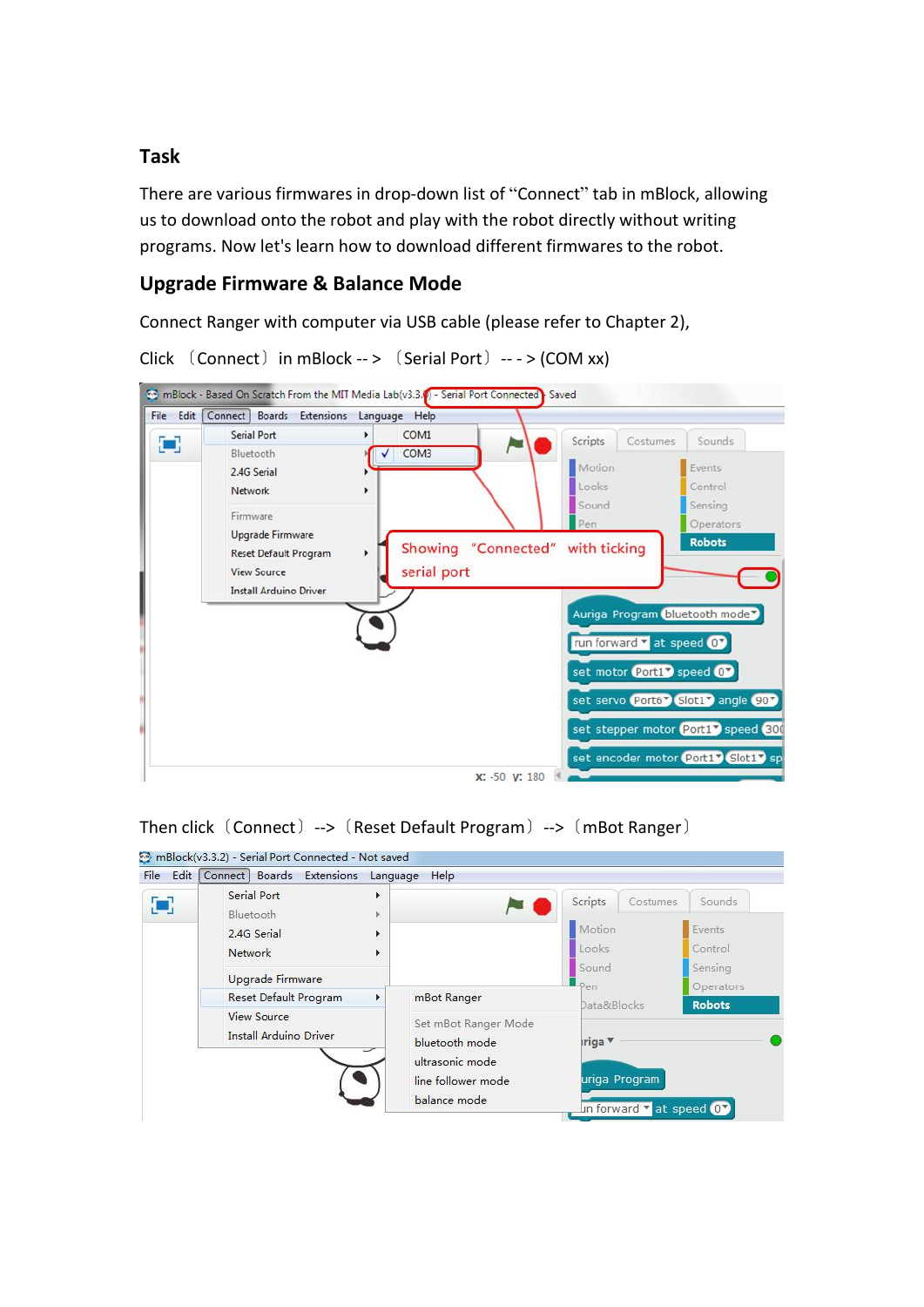## Task

There are various firmwares in drop-down list of "Connect" tab in mBlock, allowing us to download onto the robot and play with the robot directly without writing programs. Now let's learn how to download different firmwares to the robot.

## Upgrade Firmware & Balance Mode

Connect Ranger with computer via USB cable (please refer to Chapter 2),

Click 〔Connect〕 in mBlock -- > 〔Serial Port〕 -- - > (COM xx)

Then click〔Connect〕 -->〔Reset Default Program〕 -->〔mBot Ranger〕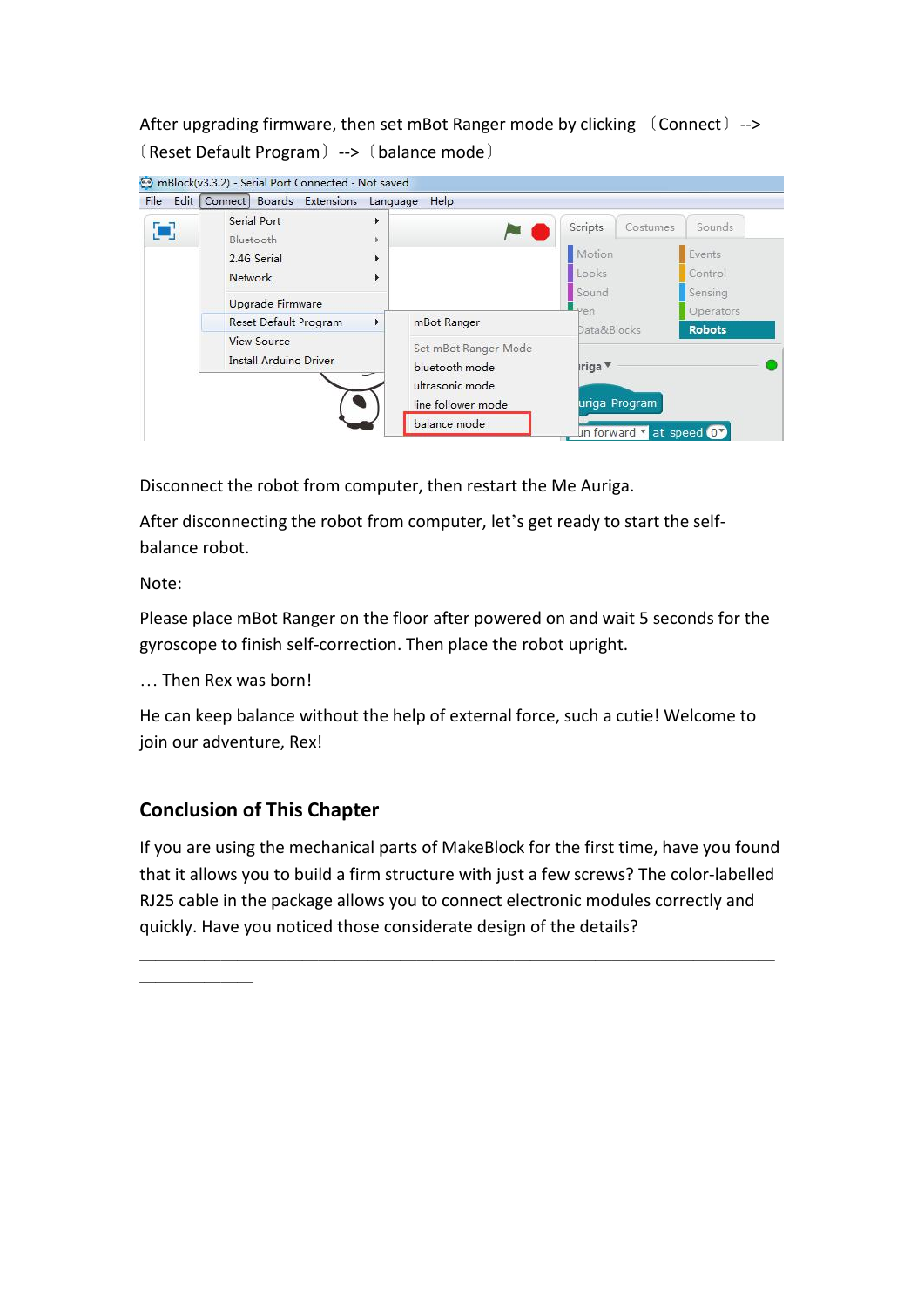After upgrading firmware, then set mBot Ranger mode by clicking 〔Connect〕 --> 〔Reset Default Program〕 --> 〔balance mode〕

Disconnect the robot from computer, then restart the Me Auriga.

After disconnecting the robot from computer, let's get ready to start the self-balance robot.

Note:

Please place mBot Ranger on the floor after powered on and wait 5 seconds for the gyroscope to finish self-correction. Then place the robot upright.

… Then Rex was born!

He can keep balance without the help of external force, such a cutie! Welcome to join our adventure, Rex!

## Conclusion of This Chapter

If you are using the mechanical parts of MakeBlock for the first time, have you found that it allows you to build a firm structure with just a few screws? The color-labelled RJ25 cable in the package allows you to connect electronic modules correctly and quickly. Have you noticed those considerate design of the details?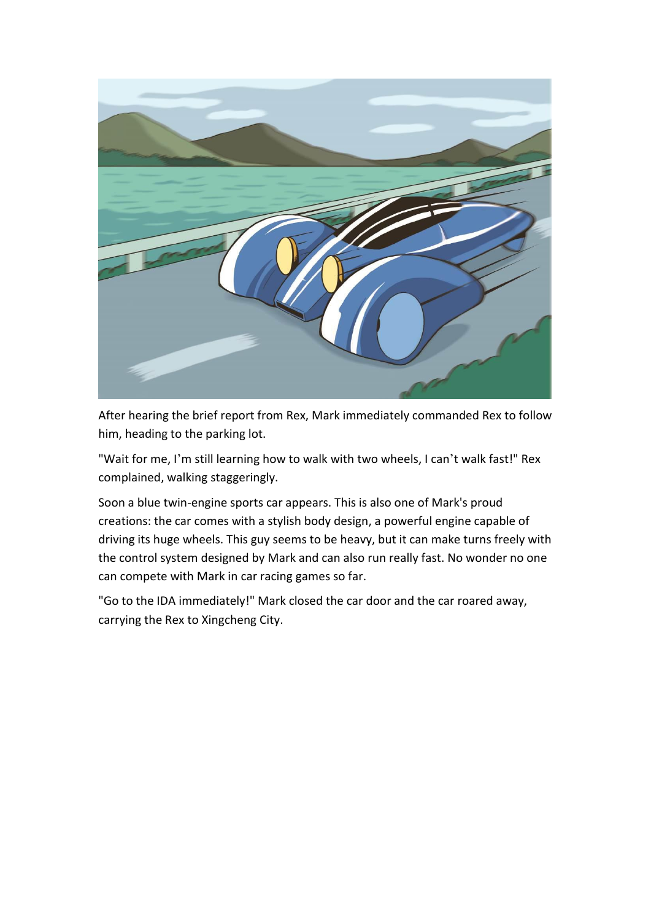After hearing the brief report from Rex, Mark immediately commanded Rex to follow him, heading to the parking lot.

"Wait for me, I'm still learning how to walk with two wheels, I can't walk fast!" Rex complained, walking staggeringly.

Soon a blue twin-engine sports car appears. This is also one of Mark's proud creations: the car comes with a stylish body design, a powerful engine capable of driving its huge wheels. This guy seems to be heavy, but it can make turns freely with the control system designed by Mark and can also run really fast. No wonder no one can compete with Mark in car racing games so far.

"Go to the IDA immediately!" Mark closed the car door and the car roared away, carrying the Rex to Xingcheng City.